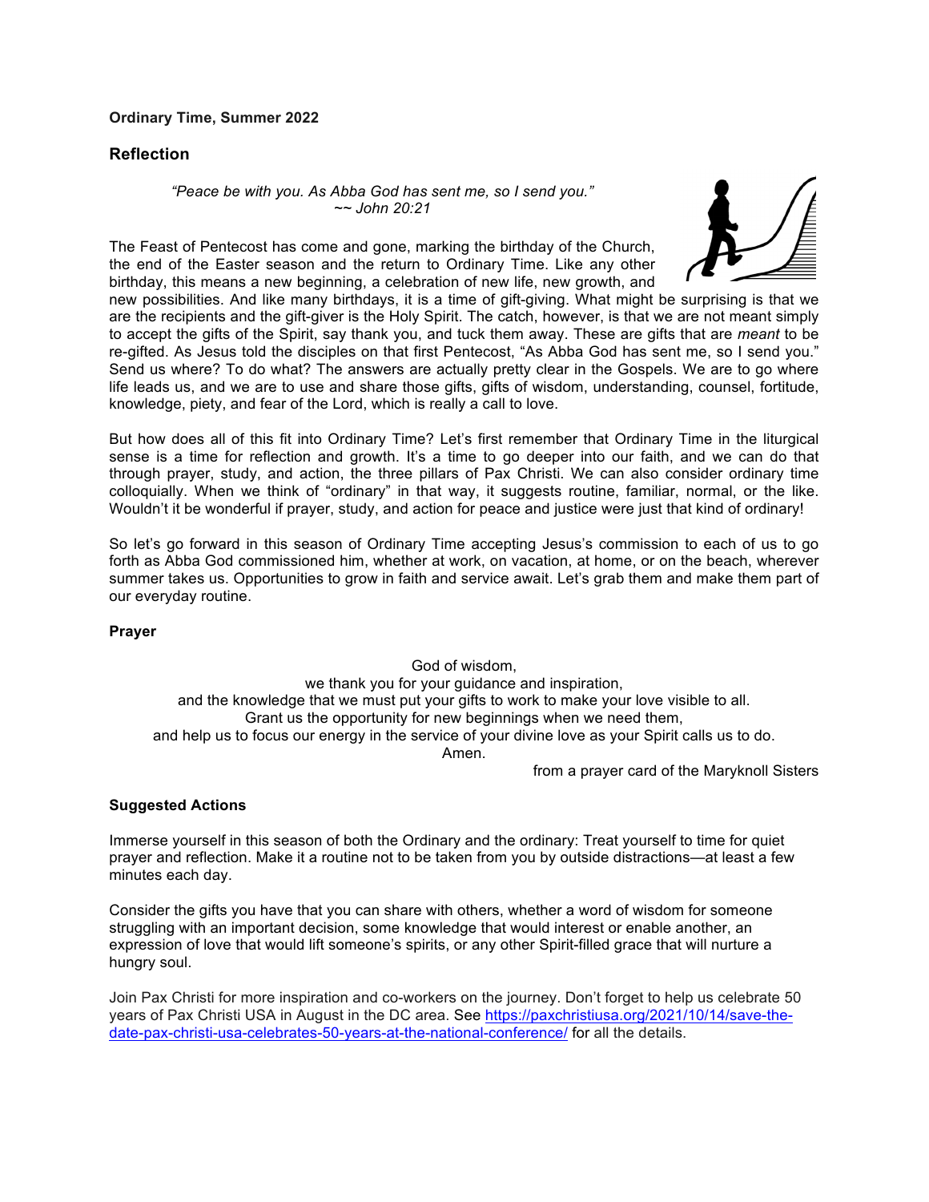**Ordinary Time, Summer 2022**

## Reflection

*"Peace be with you. As Abba God has sent me, so I send you."*
*~~ John 20:21*

The Feast of Pentecost has come and gone, marking the birthday of the Church, the end of the Easter season and the return to Ordinary Time. Like any other birthday, this means a new beginning, a celebration of new life, new growth, and new possibilities. And like many birthdays, it is a time of gift-giving. What might be surprising is that we are the recipients and the gift-giver is the Holy Spirit. The catch, however, is that we are not meant simply to accept the gifts of the Spirit, say thank you, and tuck them away. These are gifts that are *meant* to be re-gifted. As Jesus told the disciples on that first Pentecost, "As Abba God has sent me, so I send you." Send us where? To do what? The answers are actually pretty clear in the Gospels. We are to go where life leads us, and we are to use and share those gifts, gifts of wisdom, understanding, counsel, fortitude, knowledge, piety, and fear of the Lord, which is really a call to love.

But how does all of this fit into Ordinary Time? Let's first remember that Ordinary Time in the liturgical sense is a time for reflection and growth. It's a time to go deeper into our faith, and we can do that through prayer, study, and action, the three pillars of Pax Christi. We can also consider ordinary time colloquially. When we think of "ordinary" in that way, it suggests routine, familiar, normal, or the like. Wouldn't it be wonderful if prayer, study, and action for peace and justice were just that kind of ordinary!

So let's go forward in this season of Ordinary Time accepting Jesus's commission to each of us to go forth as Abba God commissioned him, whether at work, on vacation, at home, or on the beach, wherever summer takes us. Opportunities to grow in faith and service await. Let's grab them and make them part of our everyday routine.

**Prayer**

God of wisdom,
we thank you for your guidance and inspiration,
and the knowledge that we must put your gifts to work to make your love visible to all.
Grant us the opportunity for new beginnings when we need them,
and help us to focus our energy in the service of your divine love as your Spirit calls us to do.
Amen.

from a prayer card of the Maryknoll Sisters

**Suggested Actions**

Immerse yourself in this season of both the Ordinary and the ordinary: Treat yourself to time for quiet prayer and reflection. Make it a routine not to be taken from you by outside distractions—at least a few minutes each day.

Consider the gifts you have that you can share with others, whether a word of wisdom for someone struggling with an important decision, some knowledge that would interest or enable another, an expression of love that would lift someone's spirits, or any other Spirit-filled grace that will nurture a hungry soul.

Join Pax Christi for more inspiration and co-workers on the journey. Don't forget to help us celebrate 50 years of Pax Christi USA in August in the DC area. See [https://paxchristiusa.org/2021/10/14/save-the-date-pax-christi-usa-celebrates-50-years-at-the-national-conference/](https://paxchristiusa.org/2021/10/14/save-the-date-pax-christi-usa-celebrates-50-years-at-the-national-conference/) for all the details.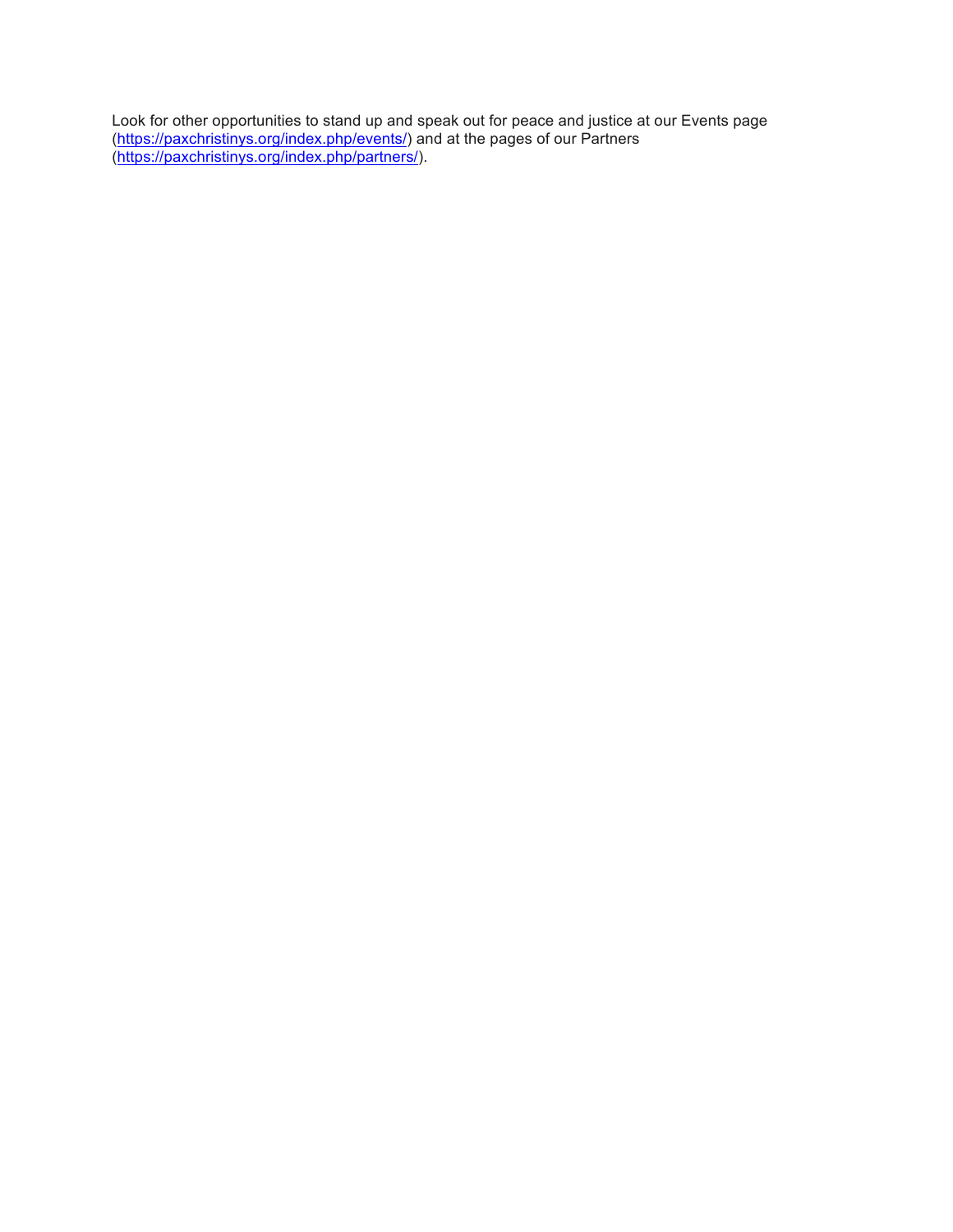Look for other opportunities to stand up and speak out for peace and justice at our Events page (https://paxchristinys.org/index.php/events/) and at the pages of our Partners (https://paxchristinys.org/index.php/partners/).